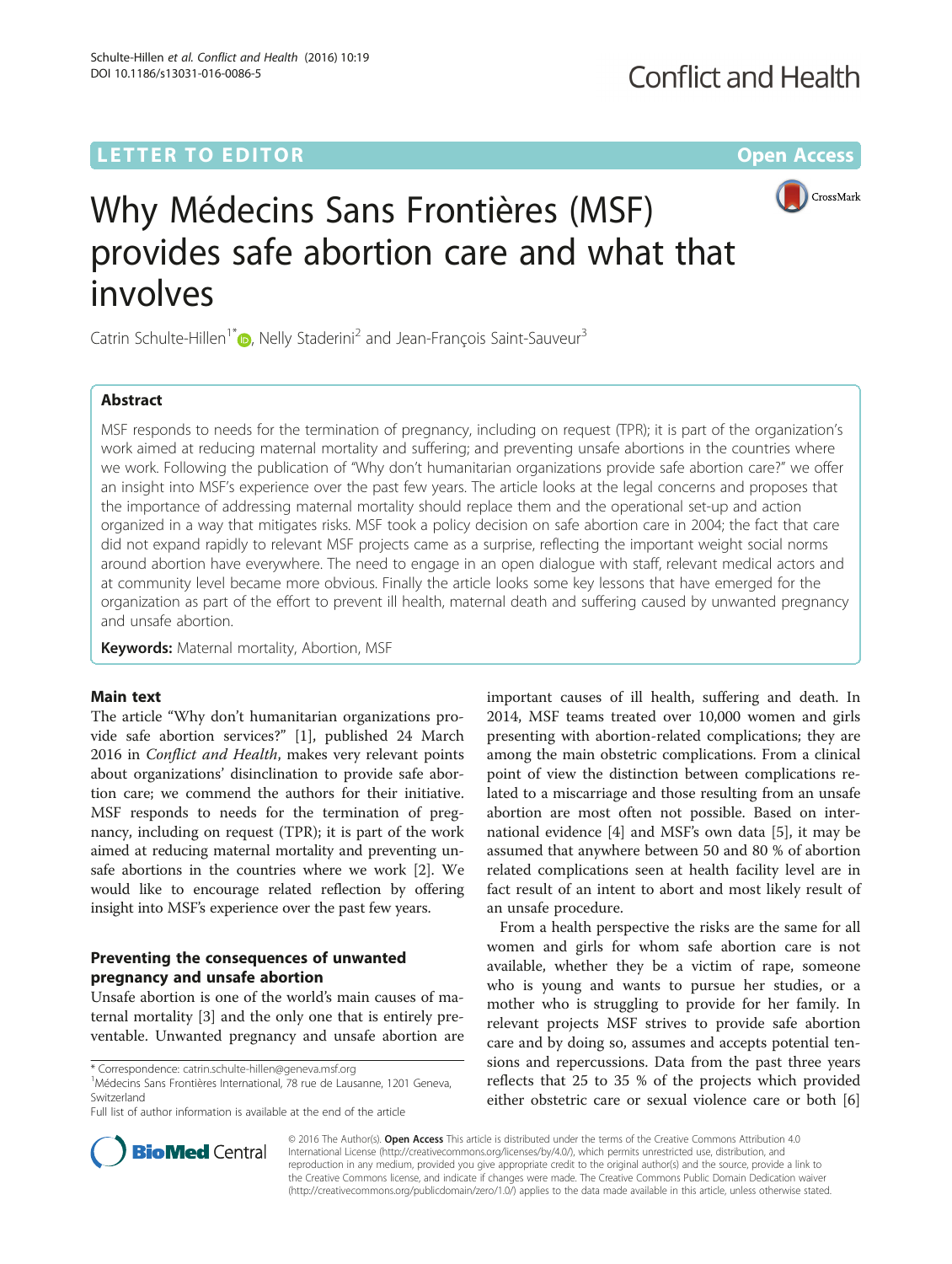LETTER TO EDITOR

Open Access

# Why Médecins Sans Frontières (MSF) provides safe abortion care and what that involves

Catrin Schulte-Hillen[1*], Nelly Staderini[2] and Jean-François Saint-Sauveur[3]

## Abstract

MSF responds to needs for the termination of pregnancy, including on request (TPR); it is part of the organization's work aimed at reducing maternal mortality and suffering; and preventing unsafe abortions in the countries where we work. Following the publication of "Why don't humanitarian organizations provide safe abortion care?" we offer an insight into MSF's experience over the past few years. The article looks at the legal concerns and proposes that the importance of addressing maternal mortality should replace them and the operational set-up and action organized in a way that mitigates risks. MSF took a policy decision on safe abortion care in 2004; the fact that care did not expand rapidly to relevant MSF projects came as a surprise, reflecting the important weight social norms around abortion have everywhere. The need to engage in an open dialogue with staff, relevant medical actors and at community level became more obvious. Finally the article looks some key lessons that have emerged for the organization as part of the effort to prevent ill health, maternal death and suffering caused by unwanted pregnancy and unsafe abortion.

**Keywords:** Maternal mortality, Abortion, MSF

## Main text

The article "Why don't humanitarian organizations provide safe abortion services?" [1], published 24 March 2016 in *Conflict and Health*, makes very relevant points about organizations' disinclination to provide safe abortion care; we commend the authors for their initiative. MSF responds to needs for the termination of pregnancy, including on request (TPR); it is part of the work aimed at reducing maternal mortality and preventing unsafe abortions in the countries where we work [2]. We would like to encourage related reflection by offering insight into MSF's experience over the past few years.

### Preventing the consequences of unwanted pregnancy and unsafe abortion

Unsafe abortion is one of the world's main causes of maternal mortality [3] and the only one that is entirely preventable. Unwanted pregnancy and unsafe abortion are important causes of ill health, suffering and death. In 2014, MSF teams treated over 10,000 women and girls presenting with abortion-related complications; they are among the main obstetric complications. From a clinical point of view the distinction between complications related to a miscarriage and those resulting from an unsafe abortion are most often not possible. Based on international evidence [4] and MSF's own data [5], it may be assumed that anywhere between 50 and 80 % of abortion related complications seen at health facility level are in fact result of an intent to abort and most likely result of an unsafe procedure.

From a health perspective the risks are the same for all women and girls for whom safe abortion care is not available, whether they be a victim of rape, someone who is young and wants to pursue her studies, or a mother who is struggling to provide for her family. In relevant projects MSF strives to provide safe abortion care and by doing so, assumes and accepts potential tensions and repercussions. Data from the past three years reflects that 25 to 35 % of the projects which provided either obstetric care or sexual violence care or both [6]

* Correspondence: catrin.schulte-hillen@geneva.msf.org
[1]Médecins Sans Frontières International, 78 rue de Lausanne, 1201 Geneva, Switzerland
Full list of author information is available at the end of the article

© 2016 The Author(s). **Open Access** This article is distributed under the terms of the Creative Commons Attribution 4.0 International License (http://creativecommons.org/licenses/by/4.0/), which permits unrestricted use, distribution, and reproduction in any medium, provided you give appropriate credit to the original author(s) and the source, provide a link to the Creative Commons license, and indicate if changes were made. The Creative Commons Public Domain Dedication waiver (http://creativecommons.org/publicdomain/zero/1.0/) applies to the data made available in this article, unless otherwise stated.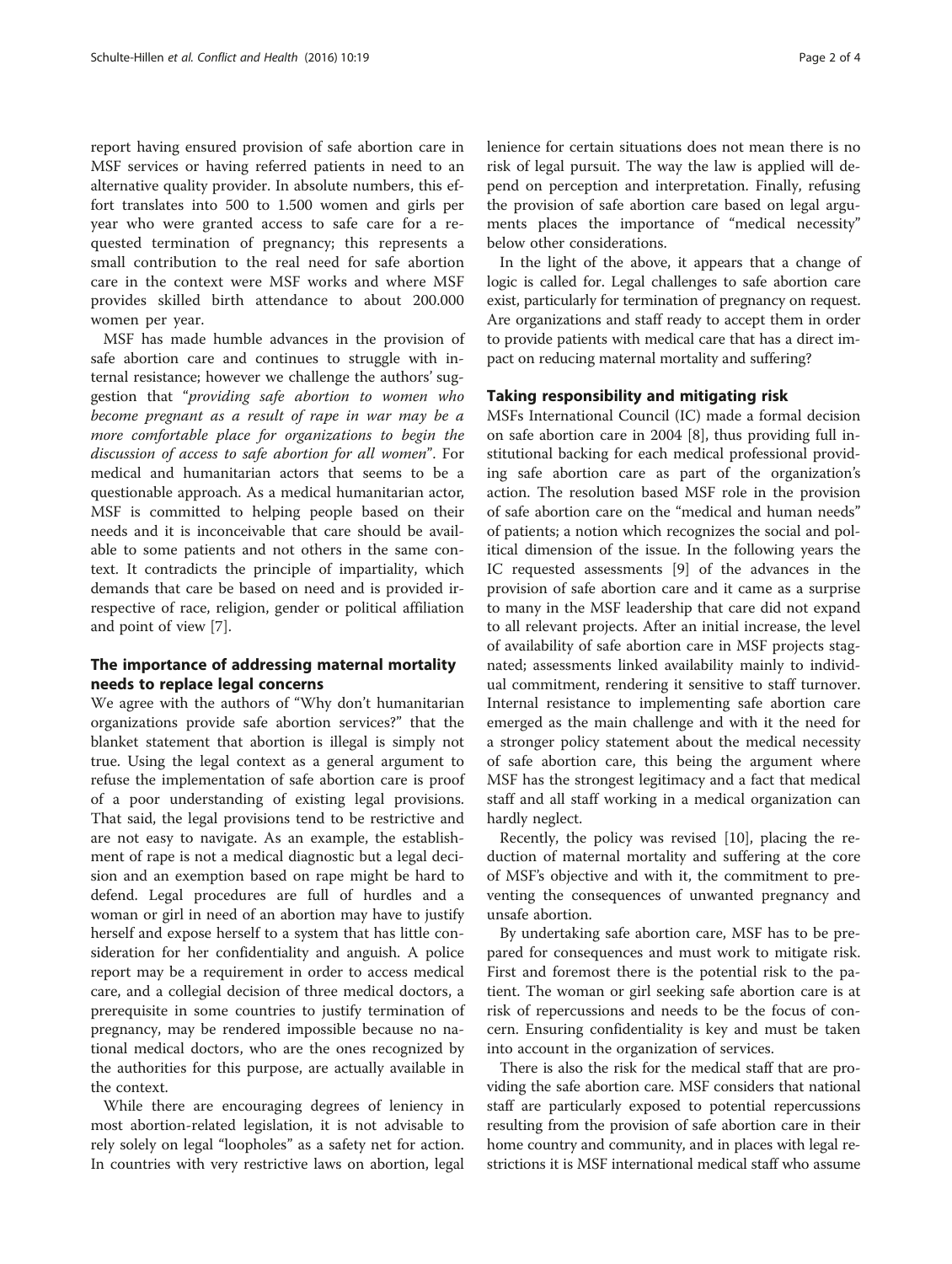report having ensured provision of safe abortion care in MSF services or having referred patients in need to an alternative quality provider. In absolute numbers, this effort translates into 500 to 1.500 women and girls per year who were granted access to safe care for a requested termination of pregnancy; this represents a small contribution to the real need for safe abortion care in the context were MSF works and where MSF provides skilled birth attendance to about 200.000 women per year.

MSF has made humble advances in the provision of safe abortion care and continues to struggle with internal resistance; however we challenge the authors' suggestion that "*providing safe abortion to women who become pregnant as a result of rape in war may be a more comfortable place for organizations to begin the discussion of access to safe abortion for all women*". For medical and humanitarian actors that seems to be a questionable approach. As a medical humanitarian actor, MSF is committed to helping people based on their needs and it is inconceivable that care should be available to some patients and not others in the same context. It contradicts the principle of impartiality, which demands that care be based on need and is provided irrespective of race, religion, gender or political affiliation and point of view [7].

## The importance of addressing maternal mortality needs to replace legal concerns

We agree with the authors of "Why don't humanitarian organizations provide safe abortion services?" that the blanket statement that abortion is illegal is simply not true. Using the legal context as a general argument to refuse the implementation of safe abortion care is proof of a poor understanding of existing legal provisions. That said, the legal provisions tend to be restrictive and are not easy to navigate. As an example, the establishment of rape is not a medical diagnostic but a legal decision and an exemption based on rape might be hard to defend. Legal procedures are full of hurdles and a woman or girl in need of an abortion may have to justify herself and expose herself to a system that has little consideration for her confidentiality and anguish. A police report may be a requirement in order to access medical care, and a collegial decision of three medical doctors, a prerequisite in some countries to justify termination of pregnancy, may be rendered impossible because no national medical doctors, who are the ones recognized by the authorities for this purpose, are actually available in the context.

While there are encouraging degrees of leniency in most abortion-related legislation, it is not advisable to rely solely on legal "loopholes" as a safety net for action. In countries with very restrictive laws on abortion, legal lenience for certain situations does not mean there is no risk of legal pursuit. The way the law is applied will depend on perception and interpretation. Finally, refusing the provision of safe abortion care based on legal arguments places the importance of "medical necessity" below other considerations.

In the light of the above, it appears that a change of logic is called for. Legal challenges to safe abortion care exist, particularly for termination of pregnancy on request. Are organizations and staff ready to accept them in order to provide patients with medical care that has a direct impact on reducing maternal mortality and suffering?

## Taking responsibility and mitigating risk

MSFs International Council (IC) made a formal decision on safe abortion care in 2004 [8], thus providing full institutional backing for each medical professional providing safe abortion care as part of the organization's action. The resolution based MSF role in the provision of safe abortion care on the "medical and human needs" of patients; a notion which recognizes the social and political dimension of the issue. In the following years the IC requested assessments [9] of the advances in the provision of safe abortion care and it came as a surprise to many in the MSF leadership that care did not expand to all relevant projects. After an initial increase, the level of availability of safe abortion care in MSF projects stagnated; assessments linked availability mainly to individual commitment, rendering it sensitive to staff turnover. Internal resistance to implementing safe abortion care emerged as the main challenge and with it the need for a stronger policy statement about the medical necessity of safe abortion care, this being the argument where MSF has the strongest legitimacy and a fact that medical staff and all staff working in a medical organization can hardly neglect.

Recently, the policy was revised [10], placing the reduction of maternal mortality and suffering at the core of MSF's objective and with it, the commitment to preventing the consequences of unwanted pregnancy and unsafe abortion.

By undertaking safe abortion care, MSF has to be prepared for consequences and must work to mitigate risk. First and foremost there is the potential risk to the patient. The woman or girl seeking safe abortion care is at risk of repercussions and needs to be the focus of concern. Ensuring confidentiality is key and must be taken into account in the organization of services.

There is also the risk for the medical staff that are providing the safe abortion care. MSF considers that national staff are particularly exposed to potential repercussions resulting from the provision of safe abortion care in their home country and community, and in places with legal restrictions it is MSF international medical staff who assume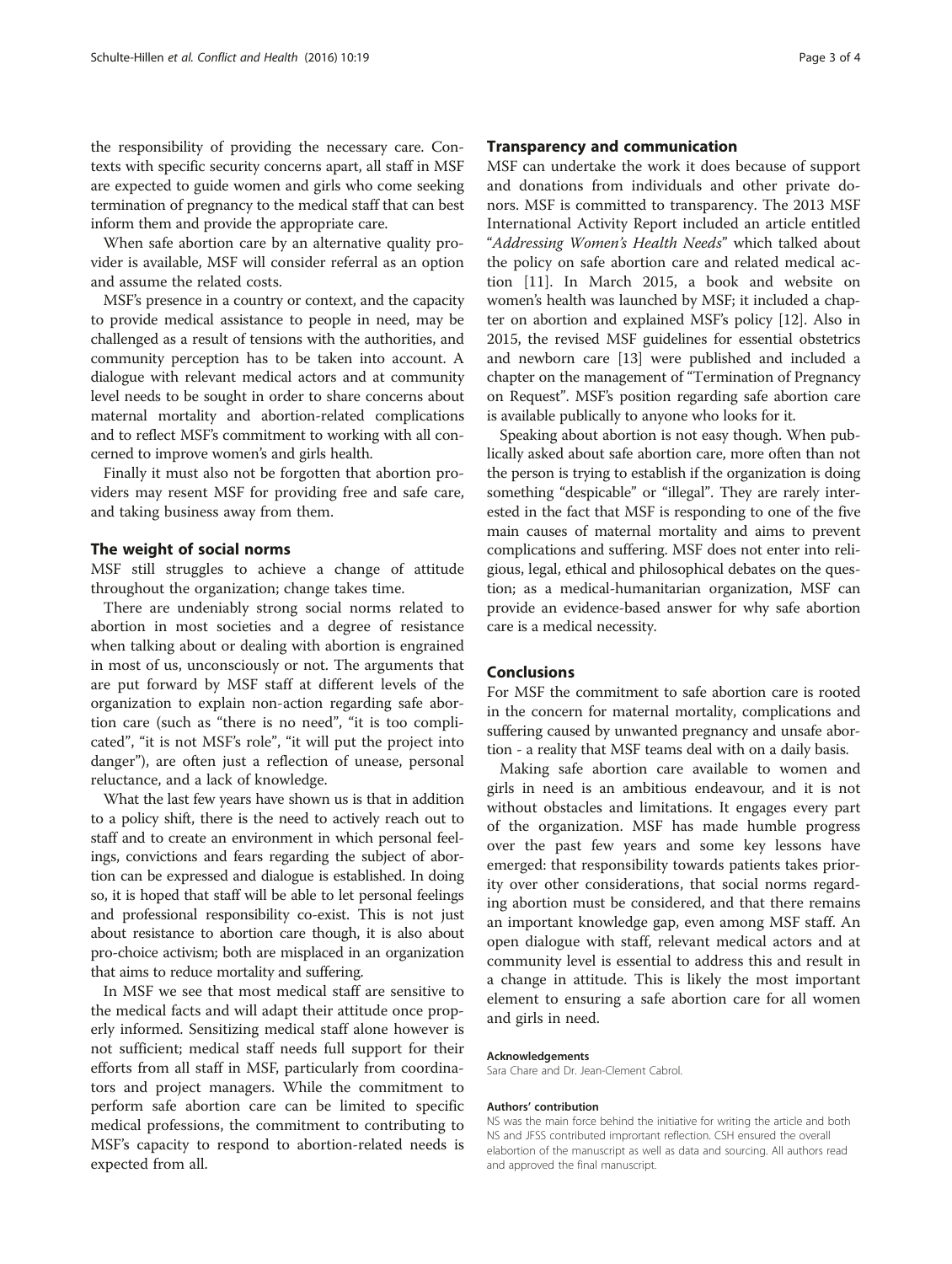the responsibility of providing the necessary care. Contexts with specific security concerns apart, all staff in MSF are expected to guide women and girls who come seeking termination of pregnancy to the medical staff that can best inform them and provide the appropriate care.

When safe abortion care by an alternative quality provider is available, MSF will consider referral as an option and assume the related costs.

MSF's presence in a country or context, and the capacity to provide medical assistance to people in need, may be challenged as a result of tensions with the authorities, and community perception has to be taken into account. A dialogue with relevant medical actors and at community level needs to be sought in order to share concerns about maternal mortality and abortion-related complications and to reflect MSF's commitment to working with all concerned to improve women's and girls health.

Finally it must also not be forgotten that abortion providers may resent MSF for providing free and safe care, and taking business away from them.

## The weight of social norms

MSF still struggles to achieve a change of attitude throughout the organization; change takes time.

There are undeniably strong social norms related to abortion in most societies and a degree of resistance when talking about or dealing with abortion is engrained in most of us, unconsciously or not. The arguments that are put forward by MSF staff at different levels of the organization to explain non-action regarding safe abortion care (such as "there is no need", "it is too complicated", "it is not MSF's role", "it will put the project into danger"), are often just a reflection of unease, personal reluctance, and a lack of knowledge.

What the last few years have shown us is that in addition to a policy shift, there is the need to actively reach out to staff and to create an environment in which personal feelings, convictions and fears regarding the subject of abortion can be expressed and dialogue is established. In doing so, it is hoped that staff will be able to let personal feelings and professional responsibility co-exist. This is not just about resistance to abortion care though, it is also about pro-choice activism; both are misplaced in an organization that aims to reduce mortality and suffering.

In MSF we see that most medical staff are sensitive to the medical facts and will adapt their attitude once properly informed. Sensitizing medical staff alone however is not sufficient; medical staff needs full support for their efforts from all staff in MSF, particularly from coordinators and project managers. While the commitment to perform safe abortion care can be limited to specific medical professions, the commitment to contributing to MSF's capacity to respond to abortion-related needs is expected from all.

## Transparency and communication

MSF can undertake the work it does because of support and donations from individuals and other private donors. MSF is committed to transparency. The 2013 MSF International Activity Report included an article entitled "*Addressing Women's Health Needs*" which talked about the policy on safe abortion care and related medical action [11]. In March 2015, a book and website on women's health was launched by MSF; it included a chapter on abortion and explained MSF's policy [12]. Also in 2015, the revised MSF guidelines for essential obstetrics and newborn care [13] were published and included a chapter on the management of "Termination of Pregnancy on Request". MSF's position regarding safe abortion care is available publically to anyone who looks for it.

Speaking about abortion is not easy though. When publically asked about safe abortion care, more often than not the person is trying to establish if the organization is doing something "despicable" or "illegal". They are rarely interested in the fact that MSF is responding to one of the five main causes of maternal mortality and aims to prevent complications and suffering. MSF does not enter into religious, legal, ethical and philosophical debates on the question; as a medical-humanitarian organization, MSF can provide an evidence-based answer for why safe abortion care is a medical necessity.

## Conclusions

For MSF the commitment to safe abortion care is rooted in the concern for maternal mortality, complications and suffering caused by unwanted pregnancy and unsafe abortion - a reality that MSF teams deal with on a daily basis.

Making safe abortion care available to women and girls in need is an ambitious endeavour, and it is not without obstacles and limitations. It engages every part of the organization. MSF has made humble progress over the past few years and some key lessons have emerged: that responsibility towards patients takes priority over other considerations, that social norms regarding abortion must be considered, and that there remains an important knowledge gap, even among MSF staff. An open dialogue with staff, relevant medical actors and at community level is essential to address this and result in a change in attitude. This is likely the most important element to ensuring a safe abortion care for all women and girls in need.

#### Acknowledgements
Sara Chare and Dr. Jean-Clement Cabrol.

#### Authors' contribution
NS was the main force behind the initiative for writing the article and both NS and JFSS contributed improtant reflection. CSH ensured the overall elabortion of the manuscript as well as data and sourcing. All authors read and approved the final manuscript.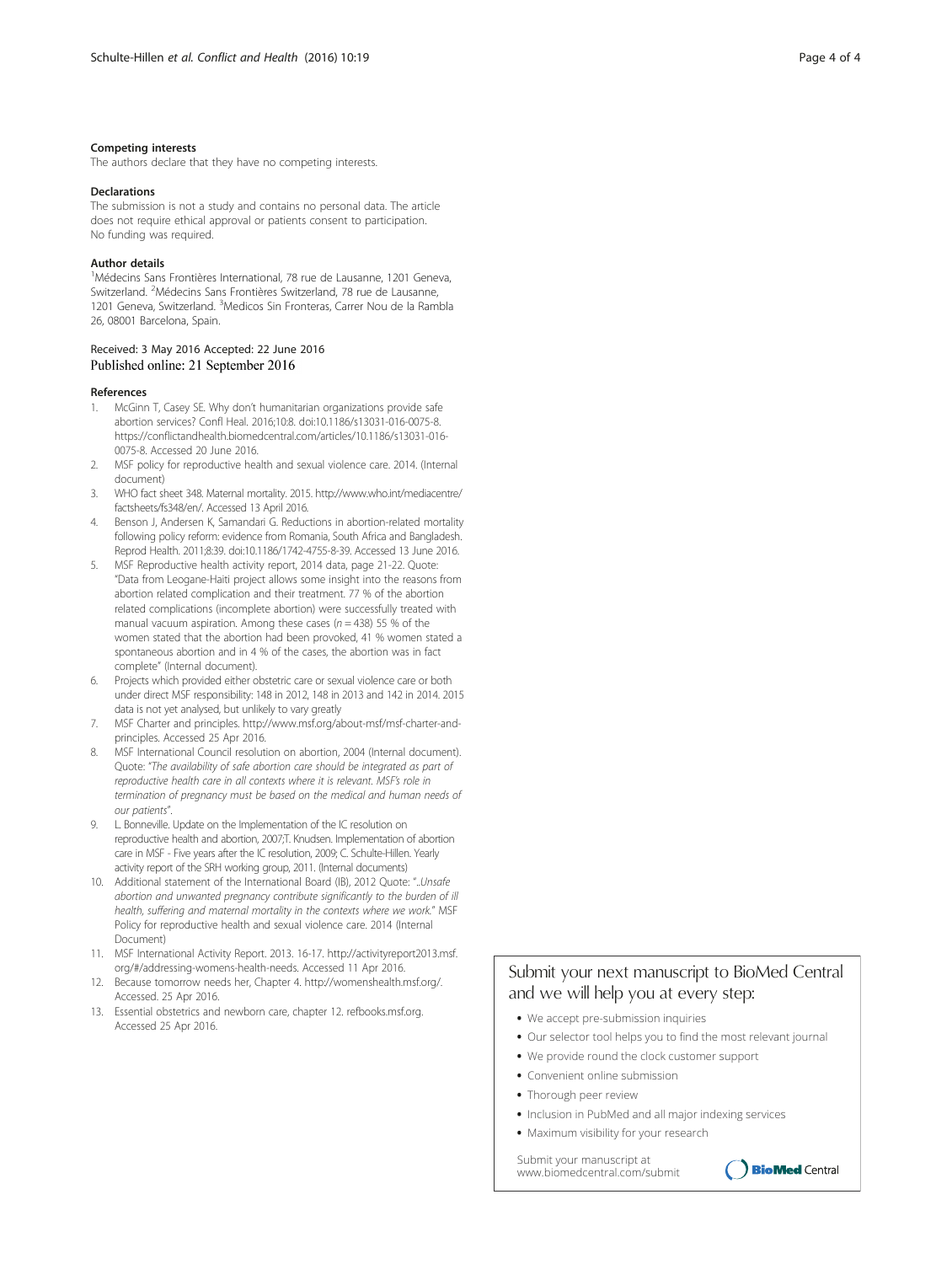#### Competing interests

The authors declare that they have no competing interests.

#### Declarations

The submission is not a study and contains no personal data. The article does not require ethical approval or patients consent to participation. No funding was required.

#### Author details

[1]Médecins Sans Frontières International, 78 rue de Lausanne, 1201 Geneva, Switzerland. [2]Médecins Sans Frontières Switzerland, 78 rue de Lausanne, 1201 Geneva, Switzerland. [3]Medicos Sin Fronteras, Carrer Nou de la Rambla 26, 08001 Barcelona, Spain.

Received: 3 May 2016 Accepted: 22 June 2016
Published online: 21 September 2016

#### References

1. McGinn T, Casey SE. Why don't humanitarian organizations provide safe abortion services? Confl Heal. 2016;10:8. doi:10.1186/s13031-016-0075-8. https://conflictandhealth.biomedcentral.com/articles/10.1186/s13031-016-0075-8. Accessed 20 June 2016.
2. MSF policy for reproductive health and sexual violence care. 2014. (Internal document)
3. WHO fact sheet 348. Maternal mortality. 2015. http://www.who.int/mediacentre/factsheets/fs348/en/. Accessed 13 April 2016.
4. Benson J, Andersen K, Samandari G. Reductions in abortion-related mortality following policy reform: evidence from Romania, South Africa and Bangladesh. Reprod Health. 2011;8:39. doi:10.1186/1742-4755-8-39. Accessed 13 June 2016.
5. MSF Reproductive health activity report, 2014 data, page 21-22. Quote: "Data from Leogane-Haiti project allows some insight into the reasons from abortion related complication and their treatment. 77 % of the abortion related complications (incomplete abortion) were successfully treated with manual vacuum aspiration. Among these cases ($n = 438$) 55 % of the women stated that the abortion had been provoked, 41 % women stated a spontaneous abortion and in 4 % of the cases, the abortion was in fact complete" (Internal document).
6. Projects which provided either obstetric care or sexual violence care or both under direct MSF responsibility: 148 in 2012, 148 in 2013 and 142 in 2014. 2015 data is not yet analysed, but unlikely to vary greatly
7. MSF Charter and principles. http://www.msf.org/about-msf/msf-charter-and-principles. Accessed 25 Apr 2016.
8. MSF International Council resolution on abortion, 2004 (Internal document). Quote: "*The availability of safe abortion care should be integrated as part of reproductive health care in all contexts where it is relevant. MSF's role in termination of pregnancy must be based on the medical and human needs of our patients*".
9. L. Bonneville. Update on the Implementation of the IC resolution on reproductive health and abortion, 2007;T. Knudsen. Implementation of abortion care in MSF - Five years after the IC resolution, 2009; C. Schulte-Hillen. Yearly activity report of the SRH working group, 2011. (Internal documents)
10. Additional statement of the International Board (IB), 2012 Quote: "..*Unsafe abortion and unwanted pregnancy contribute significantly to the burden of ill health, suffering and maternal mortality in the contexts where we work.*" MSF Policy for reproductive health and sexual violence care. 2014 (Internal Document)
11. MSF International Activity Report. 2013. 16-17. http://activityreport2013.msf.org/#/addressing-womens-health-needs. Accessed 11 Apr 2016.
12. Because tomorrow needs her, Chapter 4. http://womenshealth.msf.org/. Accessed. 25 Apr 2016.
13. Essential obstetrics and newborn care, chapter 12. refbooks.msf.org. Accessed 25 Apr 2016.

Submit your next manuscript to BioMed Central and we will help you at every step:

- We accept pre-submission inquiries
- Our selector tool helps you to find the most relevant journal
- We provide round the clock customer support
- Convenient online submission
- Thorough peer review
- Inclusion in PubMed and all major indexing services
- Maximum visibility for your research

Submit your manuscript at
www.biomedcentral.com/submit

BioMed Central